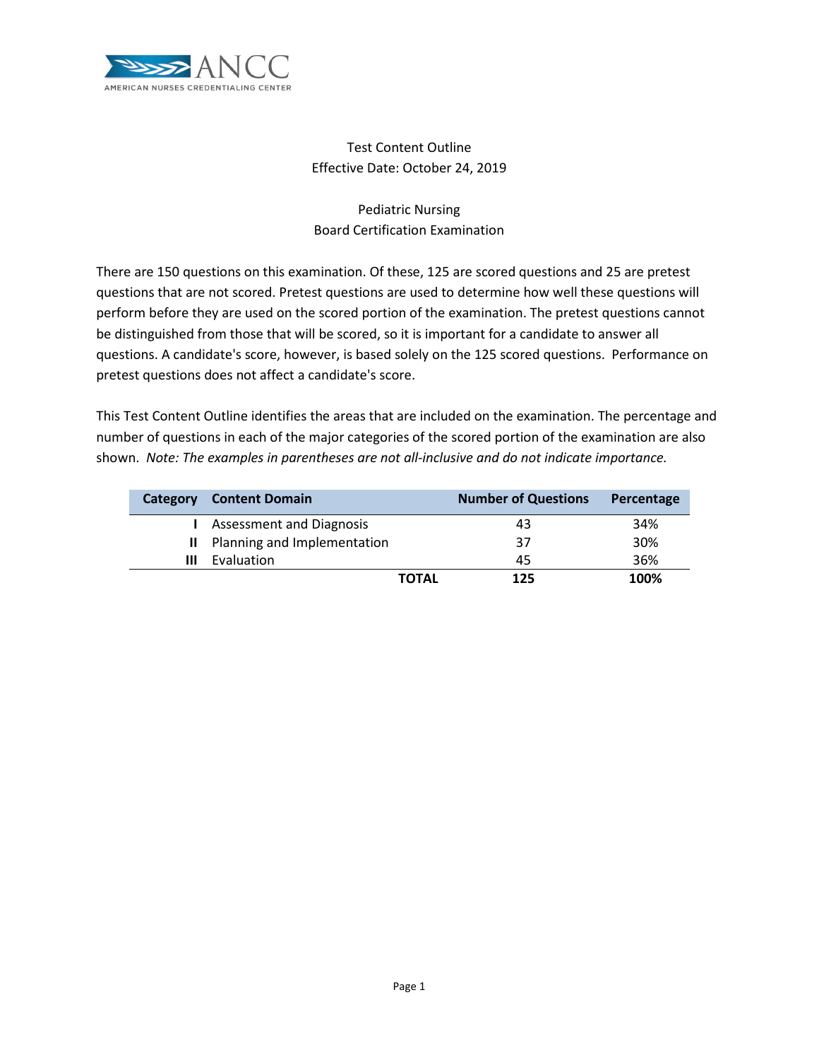ANCC

AMERICAN NURSES CREDENTIALING CENTER

Test Content Outline
Effective Date: October 24, 2019

# Pediatric Nursing
# Board Certification Examination

There are 150 questions on this examination. Of these, 125 are scored questions and 25 are pretest questions that are not scored. Pretest questions are used to determine how well these questions will perform before they are used on the scored portion of the examination. The pretest questions cannot be distinguished from those that will be scored, so it is important for a candidate to answer all questions. A candidate's score, however, is based solely on the 125 scored questions. Performance on pretest questions does not affect a candidate's score.

This Test Content Outline identifies the areas that are included on the examination. The percentage and number of questions in each of the major categories of the scored portion of the examination are also shown. *Note: The examples in parentheses are not all-inclusive and do not indicate importance.*

| Category | Content Domain | Number of Questions | Percentage |
|---|---|---|---|
| I | Assessment and Diagnosis | 43 | 34% |
| II | Planning and Implementation | 37 | 30% |
| III | Evaluation | 45 | 36% |
| | **TOTAL** | **125** | **100%** |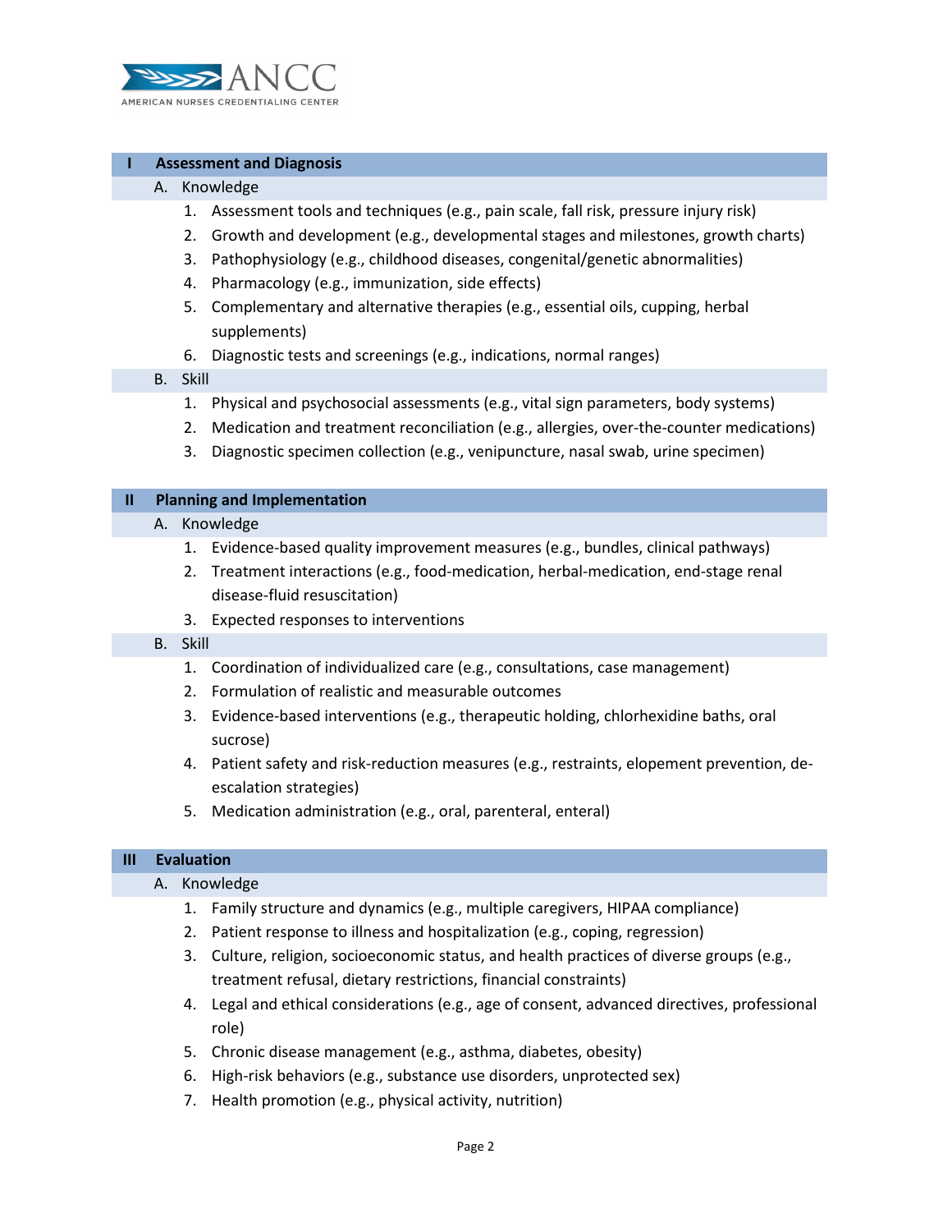## I Assessment and Diagnosis

### A. Knowledge

1. Assessment tools and techniques (e.g., pain scale, fall risk, pressure injury risk)
2. Growth and development (e.g., developmental stages and milestones, growth charts)
3. Pathophysiology (e.g., childhood diseases, congenital/genetic abnormalities)
4. Pharmacology (e.g., immunization, side effects)
5. Complementary and alternative therapies (e.g., essential oils, cupping, herbal supplements)
6. Diagnostic tests and screenings (e.g., indications, normal ranges)

### B. Skill

1. Physical and psychosocial assessments (e.g., vital sign parameters, body systems)
2. Medication and treatment reconciliation (e.g., allergies, over-the-counter medications)
3. Diagnostic specimen collection (e.g., venipuncture, nasal swab, urine specimen)

## II Planning and Implementation

### A. Knowledge

1. Evidence-based quality improvement measures (e.g., bundles, clinical pathways)
2. Treatment interactions (e.g., food-medication, herbal-medication, end-stage renal disease-fluid resuscitation)
3. Expected responses to interventions

### B. Skill

1. Coordination of individualized care (e.g., consultations, case management)
2. Formulation of realistic and measurable outcomes
3. Evidence-based interventions (e.g., therapeutic holding, chlorhexidine baths, oral sucrose)
4. Patient safety and risk-reduction measures (e.g., restraints, elopement prevention, de-escalation strategies)
5. Medication administration (e.g., oral, parenteral, enteral)

## III Evaluation

### A. Knowledge

1. Family structure and dynamics (e.g., multiple caregivers, HIPAA compliance)
2. Patient response to illness and hospitalization (e.g., coping, regression)
3. Culture, religion, socioeconomic status, and health practices of diverse groups (e.g., treatment refusal, dietary restrictions, financial constraints)
4. Legal and ethical considerations (e.g., age of consent, advanced directives, professional role)
5. Chronic disease management (e.g., asthma, diabetes, obesity)
6. High-risk behaviors (e.g., substance use disorders, unprotected sex)
7. Health promotion (e.g., physical activity, nutrition)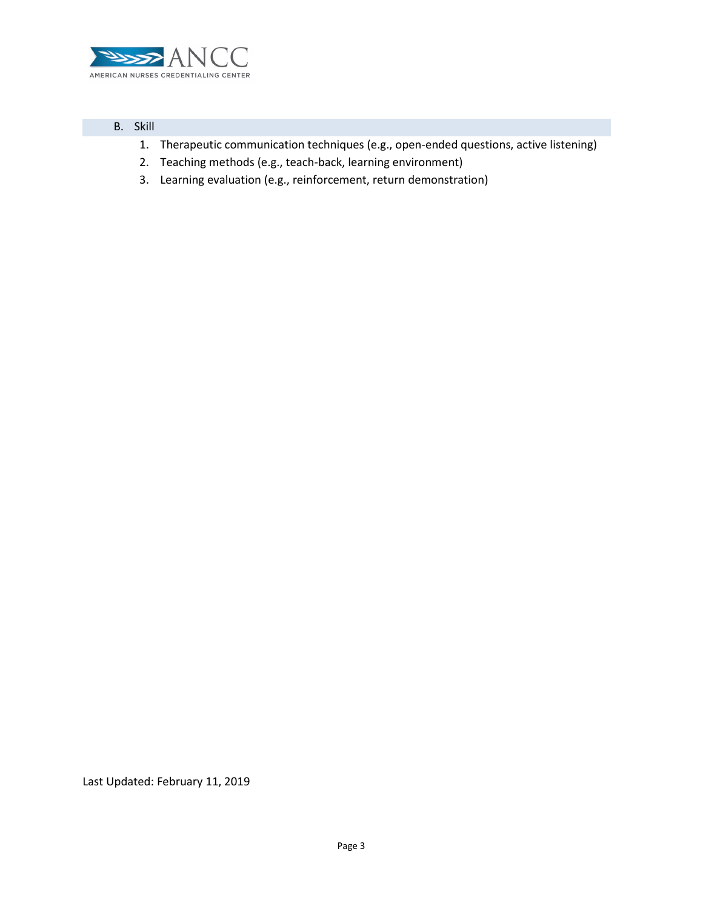B. Skill

1. Therapeutic communication techniques (e.g., open-ended questions, active listening)
2. Teaching methods (e.g., teach-back, learning environment)
3. Learning evaluation (e.g., reinforcement, return demonstration)

Last Updated: February 11, 2019